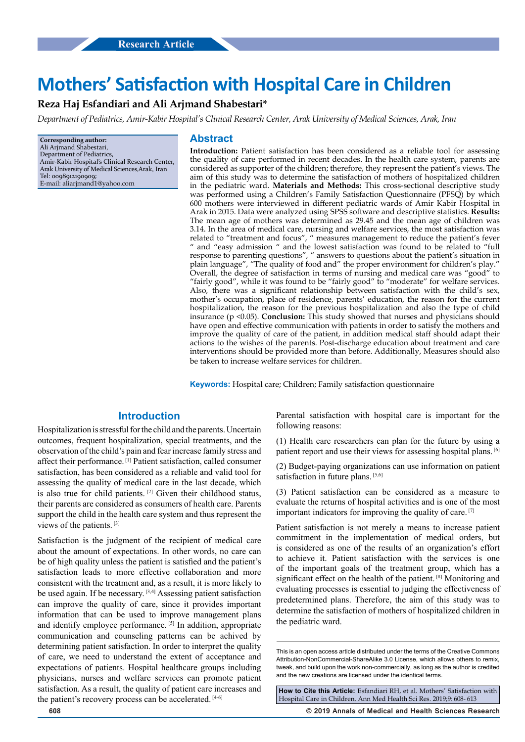Research Article

# Mothers' Satisfaction with Hospital Care in Children

**Reza Haj Esfandiari and Ali Arjmand Shabestari***

*Department of Pediatrics, Amir-Kabir Hospital's Clinical Research Center, Arak University of Medical Sciences, Arak, Iran*

**Corresponding author:**
Ali Arjmand Shabestari,
Department of Pediatrics,
Amir-Kabir Hospital's Clinical Research Center,
Arak University of Medical Sciences,Arak, Iran
Tel: 0098912190909;
E-mail: aliarjmand1@yahoo.com

## Abstract

**Introduction:** Patient satisfaction has been considered as a reliable tool for assessing the quality of care performed in recent decades. In the health care system, parents are considered as supporter of the children; therefore, they represent the patient's views. The aim of this study was to determine the satisfaction of mothers of hospitalized children in the pediatric ward. **Materials and Methods:** This cross-sectional descriptive study was performed using a Children's Family Satisfaction Questionnaire (PFSQ) by which 600 mothers were interviewed in different pediatric wards of Amir Kabir Hospital in Arak in 2015. Data were analyzed using SPSS software and descriptive statistics. **Results:** The mean age of mothers was determined as 29.45 and the mean age of children was 3.14. In the area of medical care, nursing and welfare services, the most satisfaction was related to "treatment and focus", " measures management to reduce the patient's fever " and "easy admission " and the lowest satisfaction was found to be related to "full response to parenting questions", " answers to questions about the patient's situation in plain language", "The quality of food and" the proper environment for children's play." Overall, the degree of satisfaction in terms of nursing and medical care was "good" to "fairly good", while it was found to be "fairly good" to "moderate" for welfare services. Also, there was a significant relationship between satisfaction with the child's sex, mother's occupation, place of residence, parents' education, the reason for the current hospitalization, the reason for the previous hospitalization and also the type of child insurance ($p < 0.05$). **Conclusion:** This study showed that nurses and physicians should have open and effective communication with patients in order to satisfy the mothers and improve the quality of care of the patient, in addition medical staff should adapt their actions to the wishes of the parents. Post-discharge education about treatment and care interventions should be provided more than before. Additionally, Measures should also be taken to increase welfare services for children.

**Keywords:** Hospital care; Children; Family satisfaction questionnaire

## Introduction

Hospitalization is stressful for the child and the parents. Uncertain outcomes, frequent hospitalization, special treatments, and the observation of the child's pain and fear increase family stress and affect their performance. [1] Patient satisfaction, called consumer satisfaction, has been considered as a reliable and valid tool for assessing the quality of medical care in the last decade, which is also true for child patients. [2] Given their childhood status, their parents are considered as consumers of health care. Parents support the child in the health care system and thus represent the views of the patients. [3]

Satisfaction is the judgment of the recipient of medical care about the amount of expectations. In other words, no care can be of high quality unless the patient is satisfied and the patient's satisfaction leads to more effective collaboration and more consistent with the treatment and, as a result, it is more likely to be used again. If be necessary. [3,4] Assessing patient satisfaction can improve the quality of care, since it provides important information that can be used to improve management plans and identify employee performance. [5] In addition, appropriate communication and counseling patterns can be achived by determining patient satisfaction. In order to interpret the quality of care, we need to understand the extent of acceptance and expectations of patients. Hospital healthcare groups including physicians, nurses and welfare services can promote patient satisfaction. As a result, the quality of patient care increases and the patient's recovery process can be accelerated. [4-6]

Parental satisfaction with hospital care is important for the following reasons:

(1) Health care researchers can plan for the future by using a patient report and use their views for assessing hospital plans. [6]

(2) Budget-paying organizations can use information on patient satisfaction in future plans. [5,6]

(3) Patient satisfaction can be considered as a measure to evaluate the returns of hospital activities and is one of the most important indicators for improving the quality of care. [7]

Patient satisfaction is not merely a means to increase patient commitment in the implementation of medical orders, but is considered as one of the results of an organization's effort to achieve it. Patient satisfaction with the services is one of the important goals of the treatment group, which has a significant effect on the health of the patient. [8] Monitoring and evaluating processes is essential to judging the effectiveness of predetermined plans. Therefore, the aim of this study was to determine the satisfaction of mothers of hospitalized children in the pediatric ward.

This is an open access article distributed under the terms of the Creative Commons Attribution-NonCommercial-ShareAlike 3.0 License, which allows others to remix, tweak, and build upon the work non-commercially, as long as the author is credited and the new creations are licensed under the identical terms.

**How to Cite this Article:** Esfandiari RH, et al. Mothers' Satisfaction with Hospital Care in Children. Ann Med Health Sci Res. 2019;9: 608- 613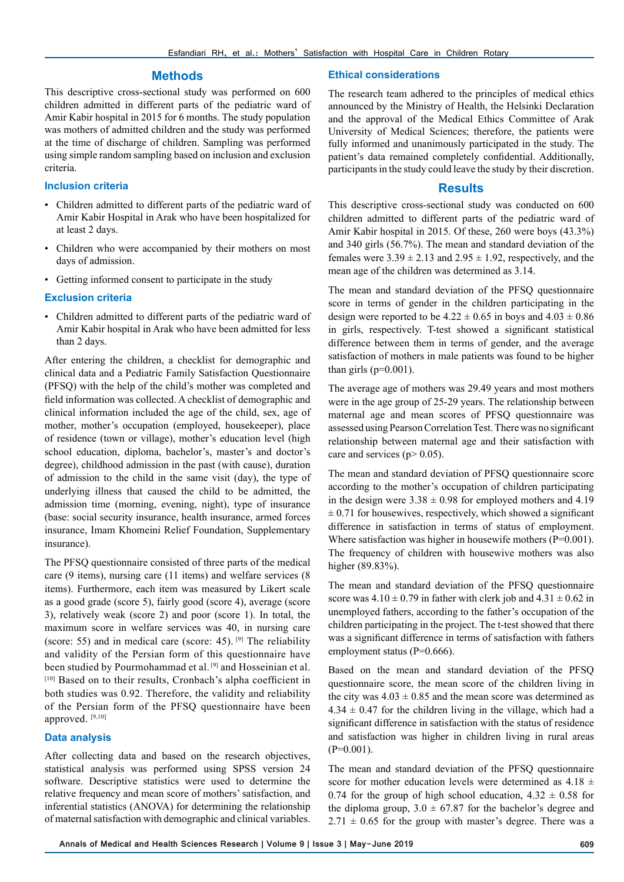## Methods

This descriptive cross-sectional study was performed on 600 children admitted in different parts of the pediatric ward of Amir Kabir hospital in 2015 for 6 months. The study population was mothers of admitted children and the study was performed at the time of discharge of children. Sampling was performed using simple random sampling based on inclusion and exclusion criteria.

### Inclusion criteria

- Children admitted to different parts of the pediatric ward of Amir Kabir Hospital in Arak who have been hospitalized for at least 2 days.
- Children who were accompanied by their mothers on most days of admission.
- Getting informed consent to participate in the study

### Exclusion criteria

- Children admitted to different parts of the pediatric ward of Amir Kabir hospital in Arak who have been admitted for less than 2 days.

After entering the children, a checklist for demographic and clinical data and a Pediatric Family Satisfaction Questionnaire (PFSQ) with the help of the child's mother was completed and field information was collected. A checklist of demographic and clinical information included the age of the child, sex, age of mother, mother's occupation (employed, housekeeper), place of residence (town or village), mother's education level (high school education, diploma, bachelor's, master's and doctor's degree), childhood admission in the past (with cause), duration of admission to the child in the same visit (day), the type of underlying illness that caused the child to be admitted, the admission time (morning, evening, night), type of insurance (base: social security insurance, health insurance, armed forces insurance, Imam Khomeini Relief Foundation, Supplementary insurance).

The PFSQ questionnaire consisted of three parts of the medical care (9 items), nursing care (11 items) and welfare services (8 items). Furthermore, each item was measured by Likert scale as a good grade (score 5), fairly good (score 4), average (score 3), relatively weak (score 2) and poor (score 1). In total, the maximum score in welfare services was 40, in nursing care (score: 55) and in medical care (score: 45). [9] The reliability and validity of the Persian form of this questionnaire have been studied by Pourmohammad et al. [9] and Hosseinian et al. [10] Based on to their results, Cronbach's alpha coefficient in both studies was 0.92. Therefore, the validity and reliability of the Persian form of the PFSQ questionnaire have been approved. [9,10]

### Data analysis

After collecting data and based on the research objectives, statistical analysis was performed using SPSS version 24 software. Descriptive statistics were used to determine the relative frequency and mean score of mothers' satisfaction, and inferential statistics (ANOVA) for determining the relationship of maternal satisfaction with demographic and clinical variables.

### Ethical considerations

The research team adhered to the principles of medical ethics announced by the Ministry of Health, the Helsinki Declaration and the approval of the Medical Ethics Committee of Arak University of Medical Sciences; therefore, the patients were fully informed and unanimously participated in the study. The patient's data remained completely confidential. Additionally, participants in the study could leave the study by their discretion.

## Results

This descriptive cross-sectional study was conducted on 600 children admitted to different parts of the pediatric ward of Amir Kabir hospital in 2015. Of these, 260 were boys (43.3%) and 340 girls (56.7%). The mean and standard deviation of the females were 3.39 ± 2.13 and 2.95 ± 1.92, respectively, and the mean age of the children was determined as 3.14.

The mean and standard deviation of the PFSQ questionnaire score in terms of gender in the children participating in the design were reported to be 4.22 ± 0.65 in boys and 4.03 ± 0.86 in girls, respectively. T-test showed a significant statistical difference between them in terms of gender, and the average satisfaction of mothers in male patients was found to be higher than girls (p=0.001).

The average age of mothers was 29.49 years and most mothers were in the age group of 25-29 years. The relationship between maternal age and mean scores of PFSQ questionnaire was assessed using Pearson Correlation Test. There was no significant relationship between maternal age and their satisfaction with care and services (p> 0.05).

The mean and standard deviation of PFSQ questionnaire score according to the mother's occupation of children participating in the design were 3.38 ± 0.98 for employed mothers and 4.19 ± 0.71 for housewives, respectively, which showed a significant difference in satisfaction in terms of status of employment. Where satisfaction was higher in housewife mothers (P=0.001). The frequency of children with housewive mothers was also higher (89.83%).

The mean and standard deviation of the PFSQ questionnaire score was 4.10 ± 0.79 in father with clerk job and 4.31 ± 0.62 in unemployed fathers, according to the father's occupation of the children participating in the project. The t-test showed that there was a significant difference in terms of satisfaction with fathers employment status (P=0.666).

Based on the mean and standard deviation of the PFSQ questionnaire score, the mean score of the children living in the city was 4.03 ± 0.85 and the mean score was determined as 4.34 ± 0.47 for the children living in the village, which had a significant difference in satisfaction with the status of residence and satisfaction was higher in children living in rural areas (P=0.001).

The mean and standard deviation of the PFSQ questionnaire score for mother education levels were determined as 4.18 ± 0.74 for the group of high school education, 4.32 ± 0.58 for the diploma group, 3.0 ± 67.87 for the bachelor's degree and 2.71 ± 0.65 for the group with master's degree. There was a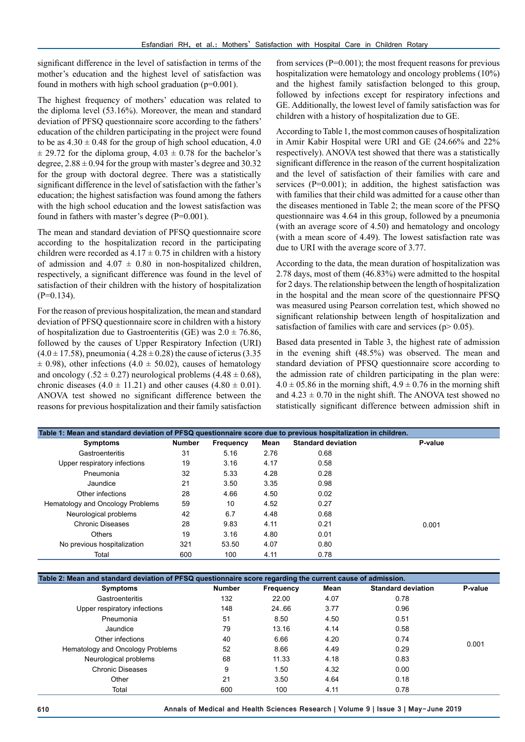significant difference in the level of satisfaction in terms of the mother's education and the highest level of satisfaction was found in mothers with high school graduation (p=0.001).

The highest frequency of mothers' education was related to the diploma level (53.16%). Moreover, the mean and standard deviation of PFSQ questionnaire score according to the fathers' education of the children participating in the project were found to be as 4.30 ± 0.48 for the group of high school education, 4.0 ± 29.72 for the diploma group, 4.03 ± 0.78 for the bachelor's degree, 2.88 ± 0.94 for the group with master's degree and 30.32 for the group with doctoral degree. There was a statistically significant difference in the level of satisfaction with the father's education; the highest satisfaction was found among the fathers with the high school education and the lowest satisfaction was found in fathers with master's degree (P=0.001).

The mean and standard deviation of PFSQ questionnaire score according to the hospitalization record in the participating children were recorded as 4.17 ± 0.75 in children with a history of admission and 4.07 ± 0.80 in non-hospitalized children, respectively, a significant difference was found in the level of satisfaction of their children with the history of hospitalization (P=0.134).

For the reason of previous hospitalization, the mean and standard deviation of PFSQ questionnaire score in children with a history of hospitalization due to Gastroenteritis (GE) was 2.0 ± 76.86, followed by the causes of Upper Respiratory Infection (URI) (4.0 ± 17.58), pneumonia ( 4.28 ± 0.28) the cause of icterus (3.35 ± 0.98), other infections (4.0 ± 50.02), causes of hematology and oncology (.52 ± 0.27) neurological problems (4.48 ± 0.68), chronic diseases (4.0 ± 11.21) and other causes (4.80 ± 0.01). ANOVA test showed no significant difference between the reasons for previous hospitalization and their family satisfaction from services (P=0.001); the most frequent reasons for previous hospitalization were hematology and oncology problems (10%) and the highest family satisfaction belonged to this group, followed by infections except for respiratory infections and GE. Additionally, the lowest level of family satisfaction was for children with a history of hospitalization due to GE.

According to Table 1, the most common causes of hospitalization in Amir Kabir Hospital were URI and GE (24.66% and 22% respectively). ANOVA test showed that there was a statistically significant difference in the reason of the current hospitalization and the level of satisfaction of their families with care and services (P=0.001); in addition, the highest satisfaction was with families that their child was admitted for a cause other than the diseases mentioned in Table 2; the mean score of the PFSQ questionnaire was 4.64 in this group, followed by a pneumonia (with an average score of 4.50) and hematology and oncology (with a mean score of 4.49). The lowest satisfaction rate was due to URI with the average score of 3.77.

According to the data, the mean duration of hospitalization was 2.78 days, most of them (46.83%) were admitted to the hospital for 2 days. The relationship between the length of hospitalization in the hospital and the mean score of the questionnaire PFSQ was measured using Pearson correlation test, which showed no significant relationship between length of hospitalization and satisfaction of families with care and services (p> 0.05).

Based data presented in Table 3, the highest rate of admission in the evening shift (48.5%) was observed. The mean and standard deviation of PFSQ questionnaire score according to the admission rate of children participating in the plan were: 4.0 ± 05.86 in the morning shift, 4.9 ± 0.76 in the morning shift and 4.23 ± 0.70 in the night shift. The ANOVA test showed no statistically significant difference between admission shift in

**Table 1: Mean and standard deviation of PFSQ questionnaire score due to previous hospitalization in children.**

| Symptoms | Number | Frequency | Mean | Standard deviation | P-value |
|---|---|---|---|---|---|
| Gastroenteritis | 31 | 5.16 | 2.76 | 0.68 | |
| Upper respiratory infections | 19 | 3.16 | 4.17 | 0.58 | |
| Pneumonia | 32 | 5.33 | 4.28 | 0.28 | |
| Jaundice | 21 | 3.50 | 3.35 | 0.98 | |
| Other infections | 28 | 4.66 | 4.50 | 0.02 | |
| Hematology and Oncology Problems | 59 | 10 | 4.52 | 0.27 | |
| Neurological problems | 42 | 6.7 | 4.48 | 0.68 | |
| Chronic Diseases | 28 | 9.83 | 4.11 | 0.21 | 0.001 |
| Others | 19 | 3.16 | 4.80 | 0.01 | |
| No previous hospitalization | 321 | 53.50 | 4.07 | 0.80 | |
| Total | 600 | 100 | 4.11 | 0.78 | |

**Table 2: Mean and standard deviation of PFSQ questionnaire score regarding the current cause of admission.**

| Symptoms | Number | Frequency | Mean | Standard deviation | P-value |
|---|---|---|---|---|---|
| Gastroenteritis | 132 | 22.00 | 4.07 | 0.78 | |
| Upper respiratory infections | 148 | 24..66 | 3.77 | 0.96 | |
| Pneumonia | 51 | 8.50 | 4.50 | 0.51 | |
| Jaundice | 79 | 13.16 | 4.14 | 0.58 | |
| Other infections | 40 | 6.66 | 4.20 | 0.74 | 0.001 |
| Hematology and Oncology Problems | 52 | 8.66 | 4.49 | 0.29 | |
| Neurological problems | 68 | 11.33 | 4.18 | 0.83 | |
| Chronic Diseases | 9 | 1.50 | 4.32 | 0.00 | |
| Other | 21 | 3.50 | 4.64 | 0.18 | |
| Total | 600 | 100 | 4.11 | 0.78 | |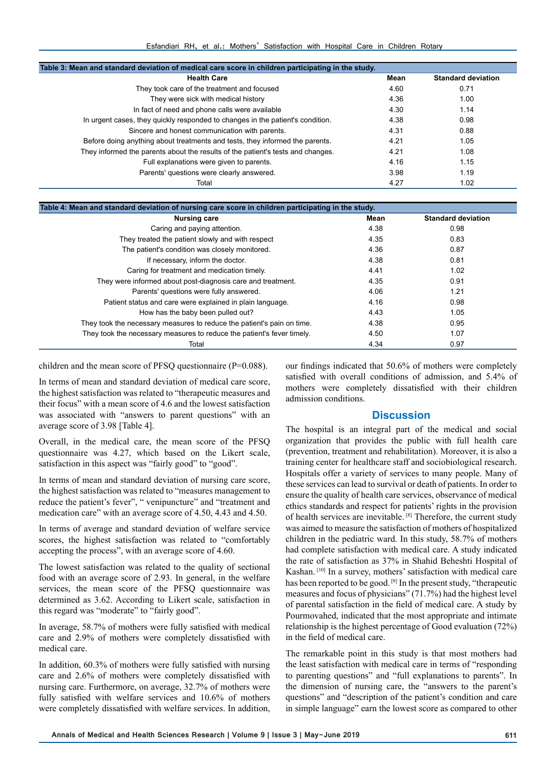**Table 3: Mean and standard deviation of medical care score in children participating in the study.**

| Health Care | Mean | Standard deviation |
|---|---|---|
| They took care of the treatment and focused | 4.60 | 0.71 |
| They were sick with medical history | 4.36 | 1.00 |
| In fact of need and phone calls were available | 4.30 | 1.14 |
| In urgent cases, they quickly responded to changes in the patient's condition. | 4.38 | 0.98 |
| Sincere and honest communication with parents. | 4.31 | 0.88 |
| Before doing anything about treatments and tests, they informed the parents. | 4.21 | 1.05 |
| They informed the parents about the results of the patient's tests and changes. | 4.21 | 1.08 |
| Full explanations were given to parents. | 4.16 | 1.15 |
| Parents' questions were clearly answered. | 3.98 | 1.19 |
| Total | 4.27 | 1.02 |

**Table 4: Mean and standard deviation of nursing care score in children participating in the study.**

| Nursing care | Mean | Standard deviation |
|---|---|---|
| Caring and paying attention. | 4.38 | 0.98 |
| They treated the patient slowly and with respect | 4.35 | 0.83 |
| The patient's condition was closely monitored. | 4.36 | 0.87 |
| If necessary, inform the doctor. | 4.38 | 0.81 |
| Caring for treatment and medication timely. | 4.41 | 1.02 |
| They were informed about post-diagnosis care and treatment. | 4.35 | 0.91 |
| Parents' questions were fully answered. | 4.06 | 1.21 |
| Patient status and care were explained in plain language. | 4.16 | 0.98 |
| How has the baby been pulled out? | 4.43 | 1.05 |
| They took the necessary measures to reduce the patient's pain on time. | 4.38 | 0.95 |
| They took the necessary measures to reduce the patient's fever timely. | 4.50 | 1.07 |
| Total | 4.34 | 0.97 |

children and the mean score of PFSQ questionnaire (P=0.088).

In terms of mean and standard deviation of medical care score, the highest satisfaction was related to "therapeutic measures and their focus" with a mean score of 4.6 and the lowest satisfaction was associated with "answers to parent questions" with an average score of 3.98 [Table 4].

Overall, in the medical care, the mean score of the PFSQ questionnaire was 4.27, which based on the Likert scale, satisfaction in this aspect was "fairly good" to "good".

In terms of mean and standard deviation of nursing care score, the highest satisfaction was related to "measures management to reduce the patient's fever", " venipuncture" and "treatment and medication care" with an average score of 4.50, 4.43 and 4.50.

In terms of average and standard deviation of welfare service scores, the highest satisfaction was related to "comfortably accepting the process", with an average score of 4.60.

The lowest satisfaction was related to the quality of sectional food with an average score of 2.93. In general, in the welfare services, the mean score of the PFSQ questionnaire was determined as 3.62. According to Likert scale, satisfaction in this regard was "moderate" to "fairly good".

In average, 58.7% of mothers were fully satisfied with medical care and 2.9% of mothers were completely dissatisfied with medical care.

In addition, 60.3% of mothers were fully satisfied with nursing care and 2.6% of mothers were completely dissatisfied with nursing care. Furthermore, on average, 32.7% of mothers were fully satisfied with welfare services and 10.6% of mothers were completely dissatisfied with welfare services. In addition, our findings indicated that 50.6% of mothers were completely satisfied with overall conditions of admission, and 5.4% of mothers were completely dissatisfied with their children admission conditions.

## Discussion

The hospital is an integral part of the medical and social organization that provides the public with full health care (prevention, treatment and rehabilitation). Moreover, it is also a training center for healthcare staff and sociobiological research. Hospitals offer a variety of services to many people. Many of these services can lead to survival or death of patients. In order to ensure the quality of health care services, observance of medical ethics standards and respect for patients' rights in the provision of health services are inevitable. [8] Therefore, the current study was aimed to measure the satisfaction of mothers of hospitalized children in the pediatric ward. In this study, 58.7% of mothers had complete satisfaction with medical care. A study indicated the rate of satisfaction as 37% in Shahid Beheshti Hospital of Kashan. [10] In a survey, mothers' satisfaction with medical care has been reported to be good. [9] In the present study, "therapeutic measures and focus of physicians" (71.7%) had the highest level of parental satisfaction in the field of medical care. A study by Pourmovahed, indicated that the most appropriate and intimate relationship is the highest percentage of Good evaluation (72%) in the field of medical care.

The remarkable point in this study is that most mothers had the least satisfaction with medical care in terms of "responding to parenting questions" and "full explanations to parents". In the dimension of nursing care, the "answers to the parent's questions" and "description of the patient's condition and care in simple language" earn the lowest score as compared to other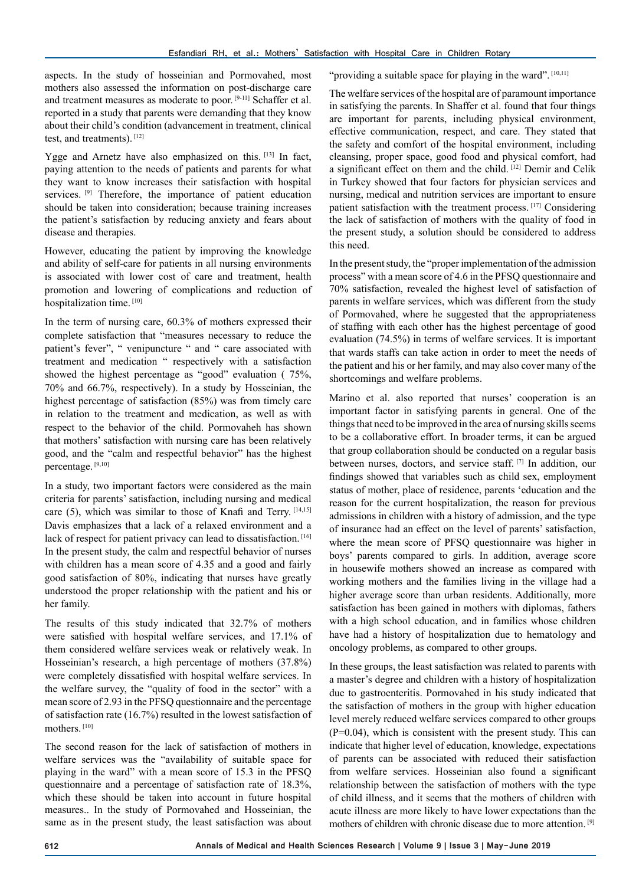aspects. In the study of hosseinian and Pormovahed, most mothers also assessed the information on post-discharge care and treatment measures as moderate to poor. [9-11] Schaffer et al. reported in a study that parents were demanding that they know about their child's condition (advancement in treatment, clinical test, and treatments). [12]

Ygge and Arnetz have also emphasized on this. [13] In fact, paying attention to the needs of patients and parents for what they want to know increases their satisfaction with hospital services. [9] Therefore, the importance of patient education should be taken into consideration; because training increases the patient's satisfaction by reducing anxiety and fears about disease and therapies.

However, educating the patient by improving the knowledge and ability of self-care for patients in all nursing environments is associated with lower cost of care and treatment, health promotion and lowering of complications and reduction of hospitalization time. [10]

In the term of nursing care, 60.3% of mothers expressed their complete satisfaction that "measures necessary to reduce the patient's fever", " venipuncture " and " care associated with treatment and medication " respectively with a satisfaction showed the highest percentage as "good" evaluation ( 75%, 70% and 66.7%, respectively). In a study by Hosseinian, the highest percentage of satisfaction (85%) was from timely care in relation to the treatment and medication, as well as with respect to the behavior of the child. Pormovaheh has shown that mothers' satisfaction with nursing care has been relatively good, and the "calm and respectful behavior" has the highest percentage. [9,10]

In a study, two important factors were considered as the main criteria for parents' satisfaction, including nursing and medical care (5), which was similar to those of Knafi and Terry. [14,15] Davis emphasizes that a lack of a relaxed environment and a lack of respect for patient privacy can lead to dissatisfaction. [16] In the present study, the calm and respectful behavior of nurses with children has a mean score of 4.35 and a good and fairly good satisfaction of 80%, indicating that nurses have greatly understood the proper relationship with the patient and his or her family.

The results of this study indicated that 32.7% of mothers were satisfied with hospital welfare services, and 17.1% of them considered welfare services weak or relatively weak. In Hosseinian's research, a high percentage of mothers (37.8%) were completely dissatisfied with hospital welfare services. In the welfare survey, the "quality of food in the sector" with a mean score of 2.93 in the PFSQ questionnaire and the percentage of satisfaction rate (16.7%) resulted in the lowest satisfaction of mothers. [10]

The second reason for the lack of satisfaction of mothers in welfare services was the "availability of suitable space for playing in the ward" with a mean score of 15.3 in the PFSQ questionnaire and a percentage of satisfaction rate of 18.3%, which these should be taken into account in future hospital measures.. In the study of Pormovahed and Hosseinian, the same as in the present study, the least satisfaction was about "providing a suitable space for playing in the ward". [10,11]

The welfare services of the hospital are of paramount importance in satisfying the parents. In Shaffer et al. found that four things are important for parents, including physical environment, effective communication, respect, and care. They stated that the safety and comfort of the hospital environment, including cleansing, proper space, good food and physical comfort, had a significant effect on them and the child. [12] Demir and Celik in Turkey showed that four factors for physician services and nursing, medical and nutrition services are important to ensure patient satisfaction with the treatment process. [17] Considering the lack of satisfaction of mothers with the quality of food in the present study, a solution should be considered to address this need.

In the present study, the "proper implementation of the admission process" with a mean score of 4.6 in the PFSQ questionnaire and 70% satisfaction, revealed the highest level of satisfaction of parents in welfare services, which was different from the study of Pormovahed, where he suggested that the appropriateness of staffing with each other has the highest percentage of good evaluation (74.5%) in terms of welfare services. It is important that wards staffs can take action in order to meet the needs of the patient and his or her family, and may also cover many of the shortcomings and welfare problems.

Marino et al. also reported that nurses' cooperation is an important factor in satisfying parents in general. One of the things that need to be improved in the area of nursing skills seems to be a collaborative effort. In broader terms, it can be argued that group collaboration should be conducted on a regular basis between nurses, doctors, and service staff. [7] In addition, our findings showed that variables such as child sex, employment status of mother, place of residence, parents 'education and the reason for the current hospitalization, the reason for previous admissions in children with a history of admission, and the type of insurance had an effect on the level of parents' satisfaction, where the mean score of PFSQ questionnaire was higher in boys' parents compared to girls. In addition, average score in housewife mothers showed an increase as compared with working mothers and the families living in the village had a higher average score than urban residents. Additionally, more satisfaction has been gained in mothers with diplomas, fathers with a high school education, and in families whose children have had a history of hospitalization due to hematology and oncology problems, as compared to other groups.

In these groups, the least satisfaction was related to parents with a master's degree and children with a history of hospitalization due to gastroenteritis. Pormovahed in his study indicated that the satisfaction of mothers in the group with higher education level merely reduced welfare services compared to other groups ($P=0.04$), which is consistent with the present study. This can indicate that higher level of education, knowledge, expectations of parents can be associated with reduced their satisfaction from welfare services. Hosseinian also found a significant relationship between the satisfaction of mothers with the type of child illness, and it seems that the mothers of children with acute illness are more likely to have lower expectations than the mothers of children with chronic disease due to more attention. [9]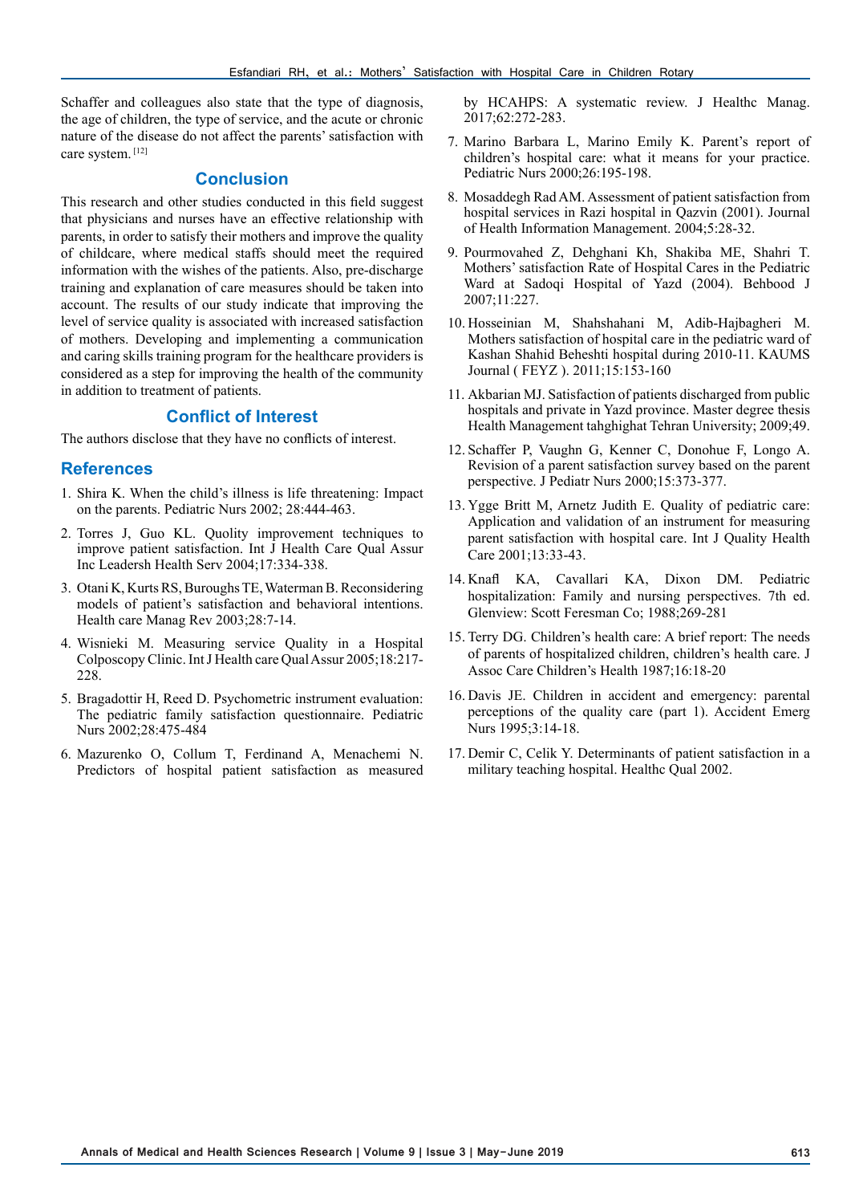Schaffer and colleagues also state that the type of diagnosis, the age of children, the type of service, and the acute or chronic nature of the disease do not affect the parents' satisfaction with care system. [12]

## Conclusion

This research and other studies conducted in this field suggest that physicians and nurses have an effective relationship with parents, in order to satisfy their mothers and improve the quality of childcare, where medical staffs should meet the required information with the wishes of the patients. Also, pre-discharge training and explanation of care measures should be taken into account. The results of our study indicate that improving the level of service quality is associated with increased satisfaction of mothers. Developing and implementing a communication and caring skills training program for the healthcare providers is considered as a step for improving the health of the community in addition to treatment of patients.

## Conflict of Interest

The authors disclose that they have no conflicts of interest.

## References

1. Shira K. When the child's illness is life threatening: Impact on the parents. Pediatric Nurs 2002; 28:444-463.
2. Torres J, Guo KL. Quolity improvement techniques to improve patient satisfaction. Int J Health Care Qual Assur Inc Leadersh Health Serv 2004;17:334-338.
3. Otani K, Kurts RS, Buroughs TE, Waterman B. Reconsidering models of patient's satisfaction and behavioral intentions. Health care Manag Rev 2003;28:7-14.
4. Wisnieki M. Measuring service Quality in a Hospital Colposcopy Clinic. Int J Health care Qual Assur 2005;18:217-228.
5. Bragadottir H, Reed D. Psychometric instrument evaluation: The pediatric family satisfaction questionnaire. Pediatric Nurs 2002;28:475-484
6. Mazurenko O, Collum T, Ferdinand A, Menachemi N. Predictors of hospital patient satisfaction as measured by HCAHPS: A systematic review. J Healthc Manag. 2017;62:272-283.
7. Marino Barbara L, Marino Emily K. Parent's report of children's hospital care: what it means for your practice. Pediatric Nurs 2000;26:195-198.
8. Mosaddegh Rad AM. Assessment of patient satisfaction from hospital services in Razi hospital in Qazvin (2001). Journal of Health Information Management. 2004;5:28-32.
9. Pourmovahed Z, Dehghani Kh, Shakiba ME, Shahri T. Mothers' satisfaction Rate of Hospital Cares in the Pediatric Ward at Sadoqi Hospital of Yazd (2004). Behbood J 2007;11:227.
10. Hosseinian M, Shahshahani M, Adib-Hajbagheri M. Mothers satisfaction of hospital care in the pediatric ward of Kashan Shahid Beheshti hospital during 2010-11. KAUMS Journal ( FEYZ ). 2011;15:153-160
11. Akbarian MJ. Satisfaction of patients discharged from public hospitals and private in Yazd province. Master degree thesis Health Management tahghighat Tehran University; 2009;49.
12. Schaffer P, Vaughn G, Kenner C, Donohue F, Longo A. Revision of a parent satisfaction survey based on the parent perspective. J Pediatr Nurs 2000;15:373-377.
13. Ygge Britt M, Arnetz Judith E. Quality of pediatric care: Application and validation of an instrument for measuring parent satisfaction with hospital care. Int J Quality Health Care 2001;13:33-43.
14. Knafl KA, Cavallari KA, Dixon DM. Pediatric hospitalization: Family and nursing perspectives. 7th ed. Glenview: Scott Feresman Co; 1988;269-281
15. Terry DG. Children's health care: A brief report: The needs of parents of hospitalized children, children's health care. J Assoc Care Children's Health 1987;16:18-20
16. Davis JE. Children in accident and emergency: parental perceptions of the quality care (part 1). Accident Emerg Nurs 1995;3:14-18.
17. Demir C, Celik Y. Determinants of patient satisfaction in a military teaching hospital. Healthc Qual 2002.